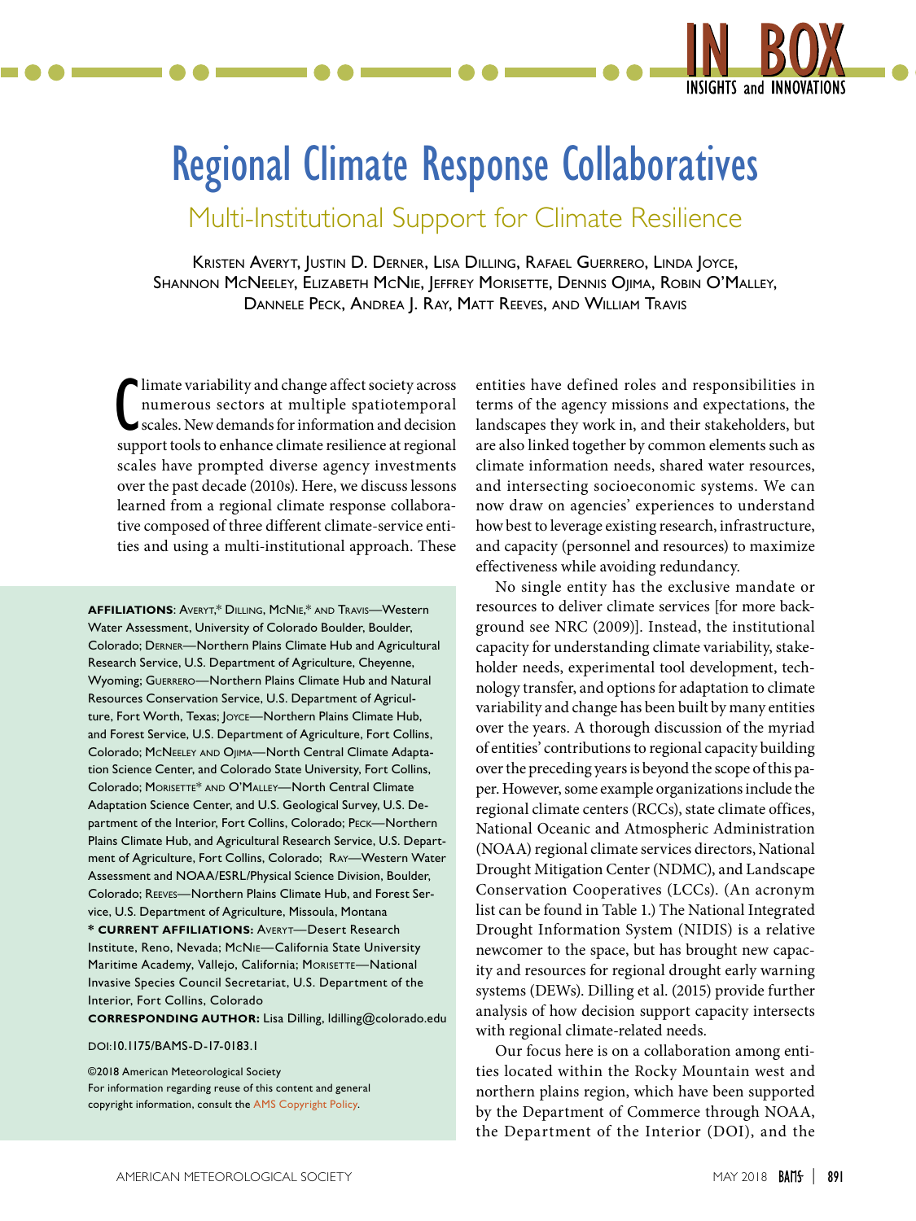# Regional Climate Response Collaboratives

## Multi-Institutional Support for Climate Resilience

Kristen Averyt, Justin D. Derner, Lisa Dilling, Rafael Guerrero, Linda Joyce, Shannon McNeeley, Elizabeth McNie, Jeffrey Morisette, Dennis Ojima, Robin O'Malley, Dannele Peck, Andrea J. Ray, Matt Reeves, and William Travis

Climate variability and change affect society across numerous sectors at multiple spatiotemporal scales. New demands for information and decision support tools to enhance climate resilience at regional scales have prompted diverse agency investments over the past decade (2010s). Here, we discuss lessons learned from a regional climate response collaborative composed of three different climate-service entities and using a multi-institutional approach. These entities have defined roles and responsibilities in terms of the agency missions and expectations, the landscapes they work in, and their stakeholders, but are also linked together by common elements such as climate information needs, shared water resources, and intersecting socioeconomic systems. We can now draw on agencies' experiences to understand how best to leverage existing research, infrastructure, and capacity (personnel and resources) to maximize effectiveness while avoiding redundancy.

No single entity has the exclusive mandate or resources to deliver climate services [for more background see NRC (2009)]. Instead, the institutional capacity for understanding climate variability, stakeholder needs, experimental tool development, technology transfer, and options for adaptation to climate variability and change has been built by many entities over the years. A thorough discussion of the myriad of entities' contributions to regional capacity building over the preceding years is beyond the scope of this paper. However, some example organizations include the regional climate centers (RCCs), state climate offices, National Oceanic and Atmospheric Administration (NOAA) regional climate services directors, National Drought Mitigation Center (NDMC), and Landscape Conservation Cooperatives (LCCs). (An acronym list can be found in Table 1.) The National Integrated Drought Information System (NIDIS) is a relative newcomer to the space, but has brought new capacity and resources for regional drought early warning systems (DEWs). Dilling et al. (2015) provide further analysis of how decision support capacity intersects with regional climate-related needs.

Our focus here is on a collaboration among entities located within the Rocky Mountain west and northern plains region, which have been supported by the Department of Commerce through NOAA, the Department of the Interior (DOI), and the

**AFFILIATIONS**: Averyt,* Dilling, McNie,* and Travis—Western Water Assessment, University of Colorado Boulder, Boulder, Colorado; Derner—Northern Plains Climate Hub and Agricultural Research Service, U.S. Department of Agriculture, Cheyenne, Wyoming; Guerrero—Northern Plains Climate Hub and Natural Resources Conservation Service, U.S. Department of Agriculture, Fort Worth, Texas; Joyce—Northern Plains Climate Hub, and Forest Service, U.S. Department of Agriculture, Fort Collins, Colorado; McNeeley and Ojima—North Central Climate Adaptation Science Center, and Colorado State University, Fort Collins, Colorado; Morisette* and O'Malley—North Central Climate Adaptation Science Center, and U.S. Geological Survey, U.S. Department of the Interior, Fort Collins, Colorado; Peck—Northern Plains Climate Hub, and Agricultural Research Service, U.S. Department of Agriculture, Fort Collins, Colorado; Ray—Western Water Assessment and NOAA/ESRL/Physical Science Division, Boulder, Colorado; Reeves—Northern Plains Climate Hub, and Forest Service, U.S. Department of Agriculture, Missoula, Montana

**\* CURRENT AFFILIATIONS:** Averyt—Desert Research Institute, Reno, Nevada; McNie—California State University Maritime Academy, Vallejo, California; Morisette—National Invasive Species Council Secretariat, U.S. Department of the Interior, Fort Collins, Colorado

**CORRESPONDING AUTHOR:** Lisa Dilling, ldilling@colorado.edu

DOI:10.1175/BAMS-D-17-0183.1

©2018 American Meteorological Society
For information regarding reuse of this content and general copyright information, consult the AMS Copyright Policy.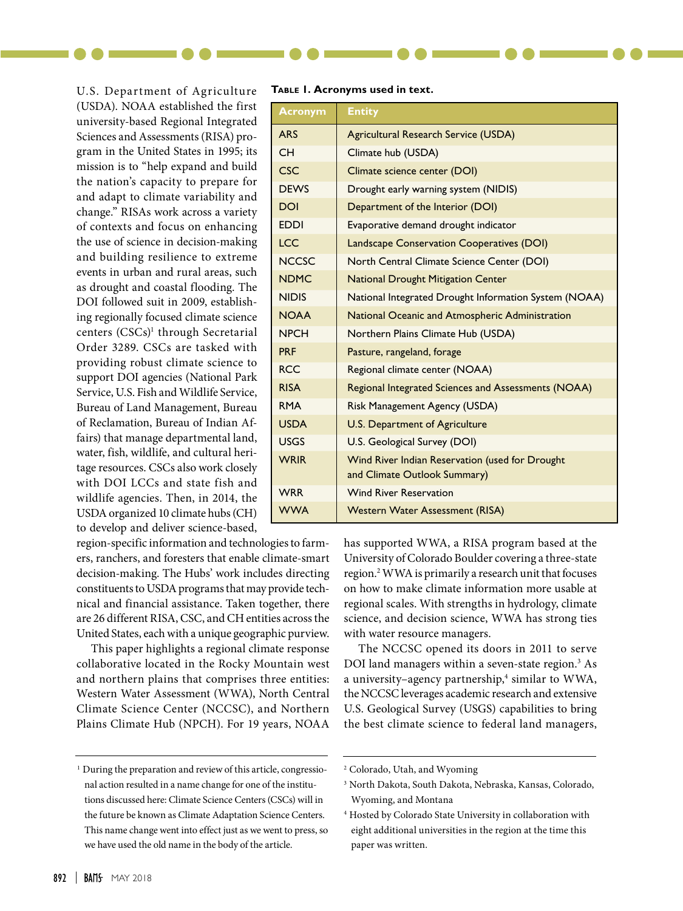U.S. Department of Agriculture (USDA). NOAA established the first university-based Regional Integrated Sciences and Assessments (RISA) program in the United States in 1995; its mission is to "help expand and build the nation's capacity to prepare for and adapt to climate variability and change." RISAs work across a variety of contexts and focus on enhancing the use of science in decision-making and building resilience to extreme events in urban and rural areas, such as drought and coastal flooding. The DOI followed suit in 2009, establishing regionally focused climate science centers (CSCs)[1] through Secretarial Order 3289. CSCs are tasked with providing robust climate science to support DOI agencies (National Park Service, U.S. Fish and Wildlife Service, Bureau of Land Management, Bureau of Reclamation, Bureau of Indian Affairs) that manage departmental land, water, fish, wildlife, and cultural heritage resources. CSCs also work closely with DOI LCCs and state fish and wildlife agencies. Then, in 2014, the USDA organized 10 climate hubs (CH) to develop and deliver science-based, region-specific information and technologies to farmers, ranchers, and foresters that enable climate-smart decision-making. The Hubs' work includes directing constituents to USDA programs that may provide technical and financial assistance. Taken together, there are 26 different RISA, CSC, and CH entities across the United States, each with a unique geographic purview.

This paper highlights a regional climate response collaborative located in the Rocky Mountain west and northern plains that comprises three entities: Western Water Assessment (WWA), North Central Climate Science Center (NCCSC), and Northern Plains Climate Hub (NPCH). For 19 years, NOAA has supported WWA, a RISA program based at the University of Colorado Boulder covering a three-state region.[2] WWA is primarily a research unit that focuses on how to make climate information more usable at regional scales. With strengths in hydrology, climate science, and decision science, WWA has strong ties with water resource managers.

The NCCSC opened its doors in 2011 to serve DOI land managers within a seven-state region.[3] As a university–agency partnership,[4] similar to WWA, the NCCSC leverages academic research and extensive U.S. Geological Survey (USGS) capabilities to bring the best climate science to federal land managers,

**Table 1. Acronyms used in text.**

| Acronym | Entity |
|---|---|
| ARS | Agricultural Research Service (USDA) |
| CH | Climate hub (USDA) |
| CSC | Climate science center (DOI) |
| DEWS | Drought early warning system (NIDIS) |
| DOI | Department of the Interior (DOI) |
| EDDI | Evaporative demand drought indicator |
| LCC | Landscape Conservation Cooperatives (DOI) |
| NCCSC | North Central Climate Science Center (DOI) |
| NDMC | National Drought Mitigation Center |
| NIDIS | National Integrated Drought Information System (NOAA) |
| NOAA | National Oceanic and Atmospheric Administration |
| NPCH | Northern Plains Climate Hub (USDA) |
| PRF | Pasture, rangeland, forage |
| RCC | Regional climate center (NOAA) |
| RISA | Regional Integrated Sciences and Assessments (NOAA) |
| RMA | Risk Management Agency (USDA) |
| USDA | U.S. Department of Agriculture |
| USGS | U.S. Geological Survey (DOI) |
| WRIR | Wind River Indian Reservation (used for Drought and Climate Outlook Summary) |
| WRR | Wind River Reservation |
| WWA | Western Water Assessment (RISA) |

[1] During the preparation and review of this article, congressional action resulted in a name change for one of the institutions discussed here: Climate Science Centers (CSCs) will in the future be known as Climate Adaptation Science Centers. This name change went into effect just as we went to press, so we have used the old name in the body of the article.

[2] Colorado, Utah, and Wyoming

[3] North Dakota, South Dakota, Nebraska, Kansas, Colorado, Wyoming, and Montana

[4] Hosted by Colorado State University in collaboration with eight additional universities in the region at the time this paper was written.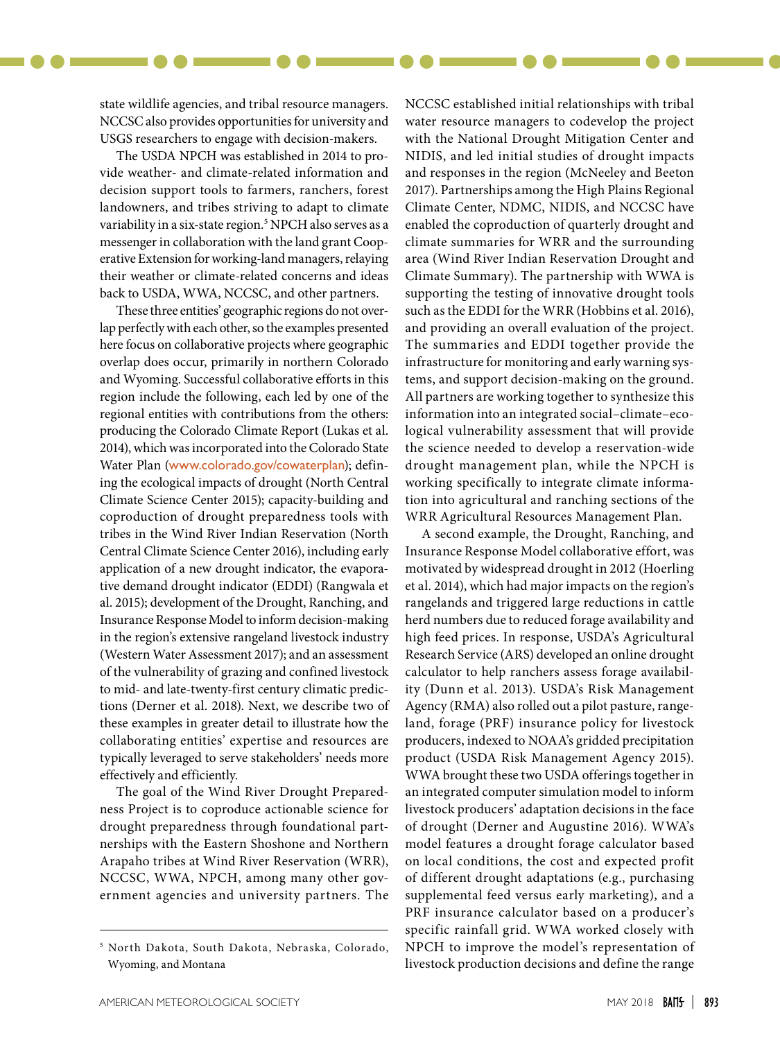state wildlife agencies, and tribal resource managers. NCCSC also provides opportunities for university and USGS researchers to engage with decision-makers.

The USDA NPCH was established in 2014 to provide weather- and climate-related information and decision support tools to farmers, ranchers, forest landowners, and tribes striving to adapt to climate variability in a six-state region.[5] NPCH also serves as a messenger in collaboration with the land grant Cooperative Extension for working-land managers, relaying their weather or climate-related concerns and ideas back to USDA, WWA, NCCSC, and other partners.

These three entities' geographic regions do not overlap perfectly with each other, so the examples presented here focus on collaborative projects where geographic overlap does occur, primarily in northern Colorado and Wyoming. Successful collaborative efforts in this region include the following, each led by one of the regional entities with contributions from the others: producing the Colorado Climate Report (Lukas et al. 2014), which was incorporated into the Colorado State Water Plan (www.colorado.gov/cowaterplan); defining the ecological impacts of drought (North Central Climate Science Center 2015); capacity-building and coproduction of drought preparedness tools with tribes in the Wind River Indian Reservation (North Central Climate Science Center 2016), including early application of a new drought indicator, the evaporative demand drought indicator (EDDI) (Rangwala et al. 2015); development of the Drought, Ranching, and Insurance Response Model to inform decision-making in the region's extensive rangeland livestock industry (Western Water Assessment 2017); and an assessment of the vulnerability of grazing and confined livestock to mid- and late-twenty-first century climatic predictions (Derner et al. 2018). Next, we describe two of these examples in greater detail to illustrate how the collaborating entities' expertise and resources are typically leveraged to serve stakeholders' needs more effectively and efficiently.

The goal of the Wind River Drought Preparedness Project is to coproduce actionable science for drought preparedness through foundational partnerships with the Eastern Shoshone and Northern Arapaho tribes at Wind River Reservation (WRR), NCCSC, WWA, NPCH, among many other government agencies and university partners. The NCCSC established initial relationships with tribal water resource managers to codevelop the project with the National Drought Mitigation Center and NIDIS, and led initial studies of drought impacts and responses in the region (McNeeley and Beeton 2017). Partnerships among the High Plains Regional Climate Center, NDMC, NIDIS, and NCCSC have enabled the coproduction of quarterly drought and climate summaries for WRR and the surrounding area (Wind River Indian Reservation Drought and Climate Summary). The partnership with WWA is supporting the testing of innovative drought tools such as the EDDI for the WRR (Hobbins et al. 2016), and providing an overall evaluation of the project. The summaries and EDDI together provide the infrastructure for monitoring and early warning systems, and support decision-making on the ground. All partners are working together to synthesize this information into an integrated social–climate–ecological vulnerability assessment that will provide the science needed to develop a reservation-wide drought management plan, while the NPCH is working specifically to integrate climate information into agricultural and ranching sections of the WRR Agricultural Resources Management Plan.

A second example, the Drought, Ranching, and Insurance Response Model collaborative effort, was motivated by widespread drought in 2012 (Hoerling et al. 2014), which had major impacts on the region's rangelands and triggered large reductions in cattle herd numbers due to reduced forage availability and high feed prices. In response, USDA's Agricultural Research Service (ARS) developed an online drought calculator to help ranchers assess forage availability (Dunn et al. 2013). USDA's Risk Management Agency (RMA) also rolled out a pilot pasture, rangeland, forage (PRF) insurance policy for livestock producers, indexed to NOAA's gridded precipitation product (USDA Risk Management Agency 2015). WWA brought these two USDA offerings together in an integrated computer simulation model to inform livestock producers' adaptation decisions in the face of drought (Derner and Augustine 2016). WWA's model features a drought forage calculator based on local conditions, the cost and expected profit of different drought adaptations (e.g., purchasing supplemental feed versus early marketing), and a PRF insurance calculator based on a producer's specific rainfall grid. WWA worked closely with NPCH to improve the model's representation of livestock production decisions and define the range

[5] North Dakota, South Dakota, Nebraska, Colorado, Wyoming, and Montana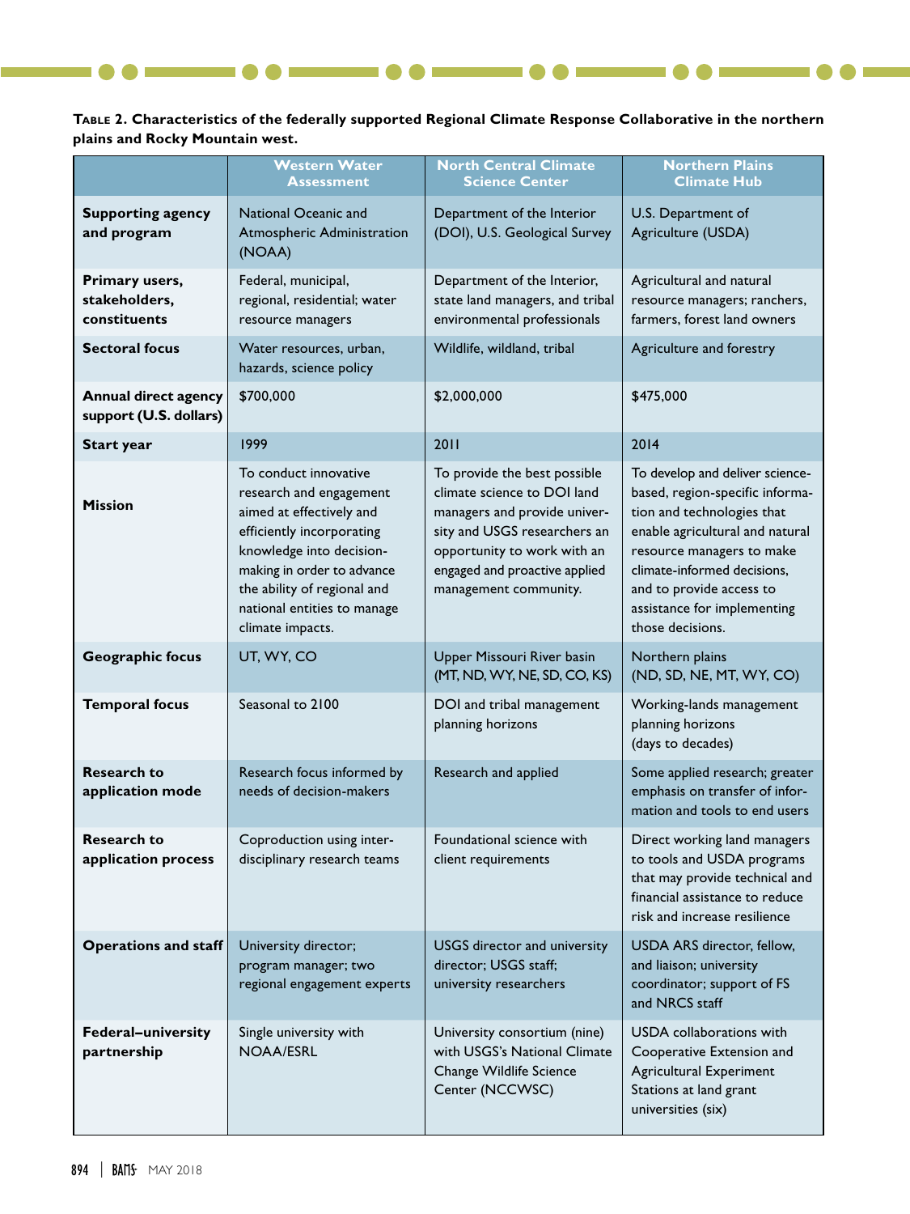**Table 2. Characteristics of the federally supported Regional Climate Response Collaborative in the northern plains and Rocky Mountain west.**

| | Western Water Assessment | North Central Climate Science Center | Northern Plains Climate Hub |
|---|---|---|---|
| **Supporting agency and program** | National Oceanic and Atmospheric Administration (NOAA) | Department of the Interior (DOI), U.S. Geological Survey | U.S. Department of Agriculture (USDA) |
| **Primary users, stakeholders, constituents** | Federal, municipal, regional, residential; water resource managers | Department of the Interior, state land managers, and tribal environmental professionals | Agricultural and natural resource managers; ranchers, farmers, forest land owners |
| **Sectoral focus** | Water resources, urban, hazards, science policy | Wildlife, wildland, tribal | Agriculture and forestry |
| **Annual direct agency support (U.S. dollars)** | $700,000 | $2,000,000 | $475,000 |
| **Start year** | 1999 | 2011 | 2014 |
| **Mission** | To conduct innovative research and engagement aimed at effectively and efficiently incorporating knowledge into decision-making in order to advance the ability of regional and national entities to manage climate impacts. | To provide the best possible climate science to DOI land managers and provide university and USGS researchers an opportunity to work with an engaged and proactive applied management community. | To develop and deliver science-based, region-specific information and technologies that enable agricultural and natural resource managers to make climate-informed decisions, and to provide access to assistance for implementing those decisions. |
| **Geographic focus** | UT, WY, CO | Upper Missouri River basin (MT, ND, WY, NE, SD, CO, KS) | Northern plains (ND, SD, NE, MT, WY, CO) |
| **Temporal focus** | Seasonal to 2100 | DOI and tribal management planning horizons | Working-lands management planning horizons (days to decades) |
| **Research to application mode** | Research focus informed by needs of decision-makers | Research and applied | Some applied research; greater emphasis on transfer of information and tools to end users |
| **Research to application process** | Coproduction using interdisciplinary research teams | Foundational science with client requirements | Direct working land managers to tools and USDA programs that may provide technical and financial assistance to reduce risk and increase resilience |
| **Operations and staff** | University director; program manager; two regional engagement experts | USGS director and university director; USGS staff; university researchers | USDA ARS director, fellow, and liaison; university coordinator; support of FS and NRCS staff |
| **Federal–university partnership** | Single university with NOAA/ESRL | University consortium (nine) with USGS's National Climate Change Wildlife Science Center (NCCWSC) | USDA collaborations with Cooperative Extension and Agricultural Experiment Stations at land grant universities (six) |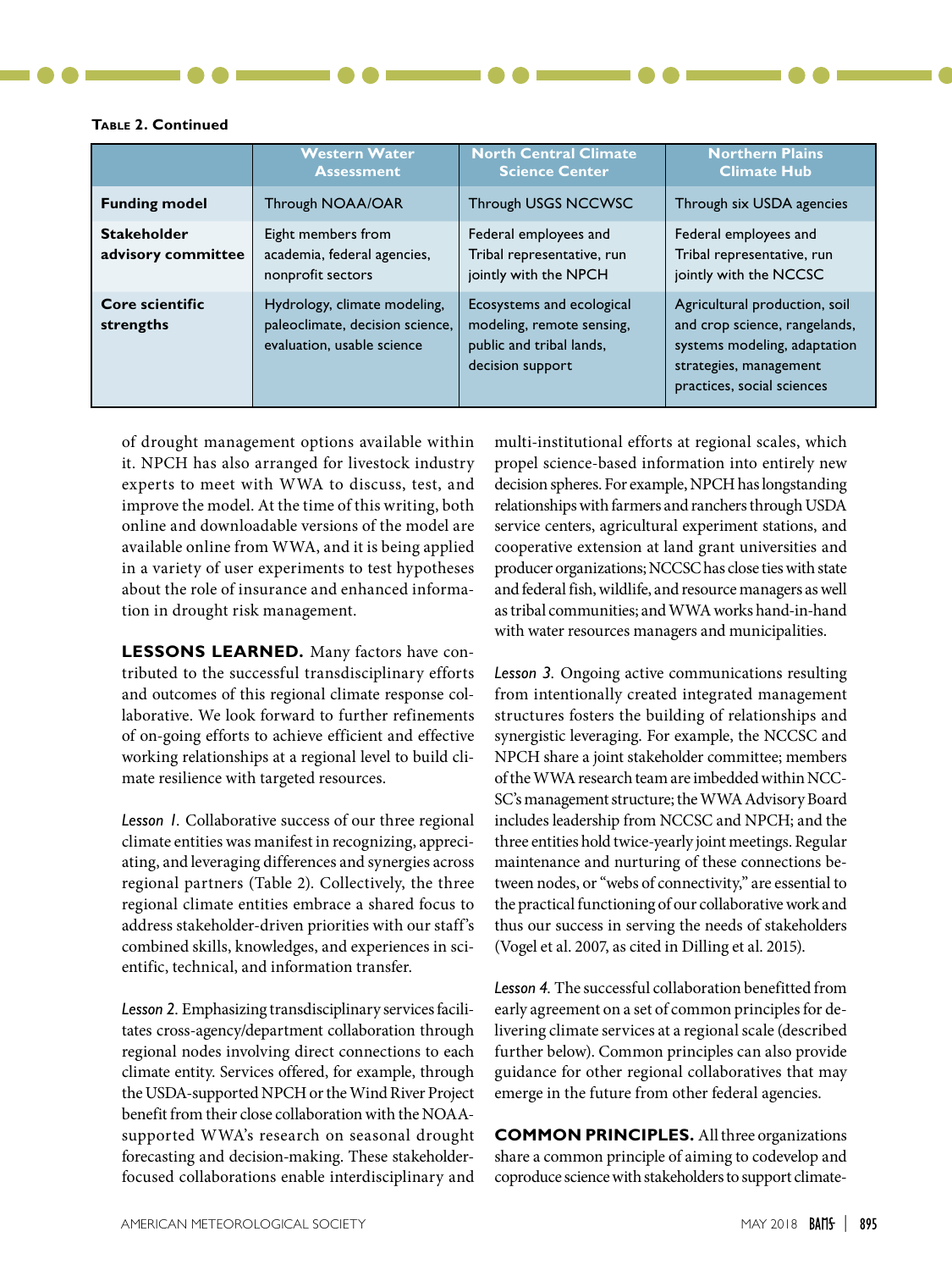**Table 2. Continued**

| | Western Water Assessment | North Central Climate Science Center | Northern Plains Climate Hub |
|---|---|---|---|
| **Funding model** | Through NOAA/OAR | Through USGS NCCWSC | Through six USDA agencies |
| **Stakeholder advisory committee** | Eight members from academia, federal agencies, nonprofit sectors | Federal employees and Tribal representative, run jointly with the NPCH | Federal employees and Tribal representative, run jointly with the NCCSC |
| **Core scientific strengths** | Hydrology, climate modeling, paleoclimate, decision science, evaluation, usable science | Ecosystems and ecological modeling, remote sensing, public and tribal lands, decision support | Agricultural production, soil and crop science, rangelands, systems modeling, adaptation strategies, management practices, social sciences |

of drought management options available within it. NPCH has also arranged for livestock industry experts to meet with WWA to discuss, test, and improve the model. At the time of this writing, both online and downloadable versions of the model are available online from WWA, and it is being applied in a variety of user experiments to test hypotheses about the role of insurance and enhanced information in drought risk management.

**LESSONS LEARNED.** Many factors have contributed to the successful transdisciplinary efforts and outcomes of this regional climate response collaborative. We look forward to further refinements of on-going efforts to achieve efficient and effective working relationships at a regional level to build climate resilience with targeted resources.

*Lesson 1.* Collaborative success of our three regional climate entities was manifest in recognizing, appreciating, and leveraging differences and synergies across regional partners (Table 2). Collectively, the three regional climate entities embrace a shared focus to address stakeholder-driven priorities with our staff's combined skills, knowledges, and experiences in scientific, technical, and information transfer.

*Lesson 2.* Emphasizing transdisciplinary services facilitates cross-agency/department collaboration through regional nodes involving direct connections to each climate entity. Services offered, for example, through the USDA-supported NPCH or the Wind River Project benefit from their close collaboration with the NOAA-supported WWA's research on seasonal drought forecasting and decision-making. These stakeholder-focused collaborations enable interdisciplinary and multi-institutional efforts at regional scales, which propel science-based information into entirely new decision spheres. For example, NPCH has longstanding relationships with farmers and ranchers through USDA service centers, agricultural experiment stations, and cooperative extension at land grant universities and producer organizations; NCCSC has close ties with state and federal fish, wildlife, and resource managers as well as tribal communities; and WWA works hand-in-hand with water resources managers and municipalities.

*Lesson 3.* Ongoing active communications resulting from intentionally created integrated management structures fosters the building of relationships and synergistic leveraging. For example, the NCCSC and NPCH share a joint stakeholder committee; members of the WWA research team are imbedded within NCCSC's management structure; the WWA Advisory Board includes leadership from NCCSC and NPCH; and the three entities hold twice-yearly joint meetings. Regular maintenance and nurturing of these connections between nodes, or "webs of connectivity," are essential to the practical functioning of our collaborative work and thus our success in serving the needs of stakeholders (Vogel et al. 2007, as cited in Dilling et al. 2015).

*Lesson 4.* The successful collaboration benefitted from early agreement on a set of common principles for delivering climate services at a regional scale (described further below). Common principles can also provide guidance for other regional collaboratives that may emerge in the future from other federal agencies.

**COMMON PRINCIPLES.** All three organizations share a common principle of aiming to codevelop and coproduce science with stakeholders to support climate-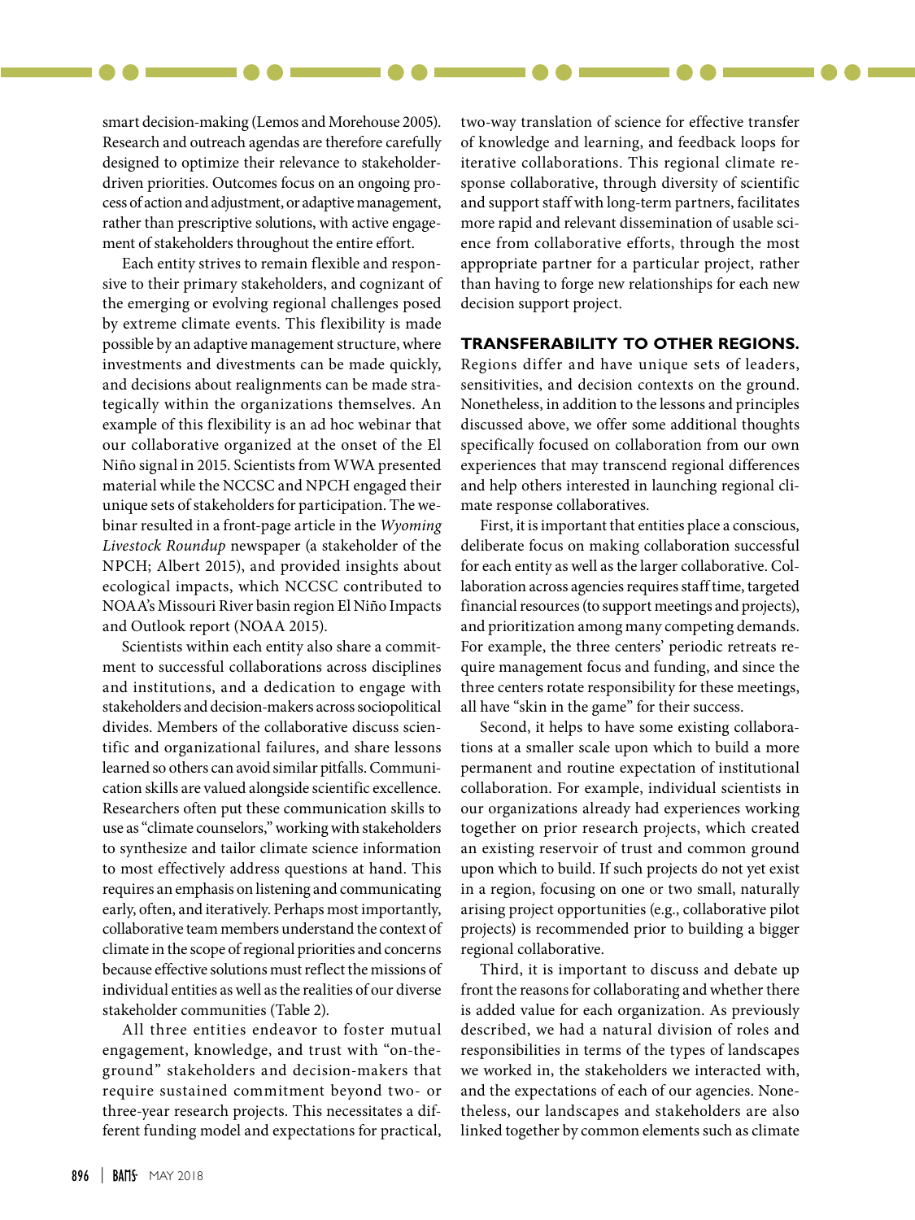smart decision-making (Lemos and Morehouse 2005). Research and outreach agendas are therefore carefully designed to optimize their relevance to stakeholder-driven priorities. Outcomes focus on an ongoing process of action and adjustment, or adaptive management, rather than prescriptive solutions, with active engagement of stakeholders throughout the entire effort.

Each entity strives to remain flexible and responsive to their primary stakeholders, and cognizant of the emerging or evolving regional challenges posed by extreme climate events. This flexibility is made possible by an adaptive management structure, where investments and divestments can be made quickly, and decisions about realignments can be made strategically within the organizations themselves. An example of this flexibility is an ad hoc webinar that our collaborative organized at the onset of the El Niño signal in 2015. Scientists from WWA presented material while the NCCSC and NPCH engaged their unique sets of stakeholders for participation. The webinar resulted in a front-page article in the *Wyoming Livestock Roundup* newspaper (a stakeholder of the NPCH; Albert 2015), and provided insights about ecological impacts, which NCCSC contributed to NOAA's Missouri River basin region El Niño Impacts and Outlook report (NOAA 2015).

Scientists within each entity also share a commitment to successful collaborations across disciplines and institutions, and a dedication to engage with stakeholders and decision-makers across sociopolitical divides. Members of the collaborative discuss scientific and organizational failures, and share lessons learned so others can avoid similar pitfalls. Communication skills are valued alongside scientific excellence. Researchers often put these communication skills to use as "climate counselors," working with stakeholders to synthesize and tailor climate science information to most effectively address questions at hand. This requires an emphasis on listening and communicating early, often, and iteratively. Perhaps most importantly, collaborative team members understand the context of climate in the scope of regional priorities and concerns because effective solutions must reflect the missions of individual entities as well as the realities of our diverse stakeholder communities (Table 2).

All three entities endeavor to foster mutual engagement, knowledge, and trust with "on-the-ground" stakeholders and decision-makers that require sustained commitment beyond two- or three-year research projects. This necessitates a different funding model and expectations for practical, two-way translation of science for effective transfer of knowledge and learning, and feedback loops for iterative collaborations. This regional climate response collaborative, through diversity of scientific and support staff with long-term partners, facilitates more rapid and relevant dissemination of usable science from collaborative efforts, through the most appropriate partner for a particular project, rather than having to forge new relationships for each new decision support project.

## TRANSFERABILITY TO OTHER REGIONS.

Regions differ and have unique sets of leaders, sensitivities, and decision contexts on the ground. Nonetheless, in addition to the lessons and principles discussed above, we offer some additional thoughts specifically focused on collaboration from our own experiences that may transcend regional differences and help others interested in launching regional climate response collaboratives.

First, it is important that entities place a conscious, deliberate focus on making collaboration successful for each entity as well as the larger collaborative. Collaboration across agencies requires staff time, targeted financial resources (to support meetings and projects), and prioritization among many competing demands. For example, the three centers' periodic retreats require management focus and funding, and since the three centers rotate responsibility for these meetings, all have "skin in the game" for their success.

Second, it helps to have some existing collaborations at a smaller scale upon which to build a more permanent and routine expectation of institutional collaboration. For example, individual scientists in our organizations already had experiences working together on prior research projects, which created an existing reservoir of trust and common ground upon which to build. If such projects do not yet exist in a region, focusing on one or two small, naturally arising project opportunities (e.g., collaborative pilot projects) is recommended prior to building a bigger regional collaborative.

Third, it is important to discuss and debate up front the reasons for collaborating and whether there is added value for each organization. As previously described, we had a natural division of roles and responsibilities in terms of the types of landscapes we worked in, the stakeholders we interacted with, and the expectations of each of our agencies. Nonetheless, our landscapes and stakeholders are also linked together by common elements such as climate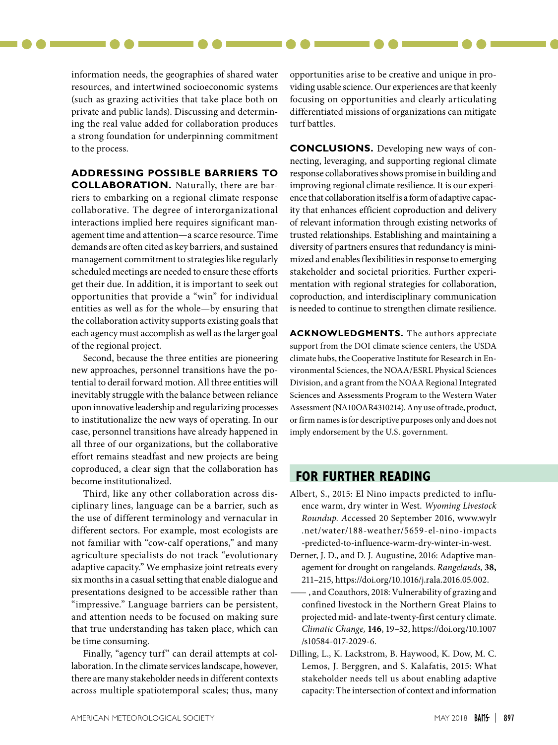information needs, the geographies of shared water resources, and intertwined socioeconomic systems (such as grazing activities that take place both on private and public lands). Discussing and determining the real value added for collaboration produces a strong foundation for underpinning commitment to the process.

**ADDRESSING POSSIBLE BARRIERS TO COLLABORATION.** Naturally, there are barriers to embarking on a regional climate response collaborative. The degree of interorganizational interactions implied here requires significant management time and attention—a scarce resource. Time demands are often cited as key barriers, and sustained management commitment to strategies like regularly scheduled meetings are needed to ensure these efforts get their due. In addition, it is important to seek out opportunities that provide a "win" for individual entities as well as for the whole—by ensuring that the collaboration activity supports existing goals that each agency must accomplish as well as the larger goal of the regional project.

Second, because the three entities are pioneering new approaches, personnel transitions have the potential to derail forward motion. All three entities will inevitably struggle with the balance between reliance upon innovative leadership and regularizing processes to institutionalize the new ways of operating. In our case, personnel transitions have already happened in all three of our organizations, but the collaborative effort remains steadfast and new projects are being coproduced, a clear sign that the collaboration has become institutionalized.

Third, like any other collaboration across disciplinary lines, language can be a barrier, such as the use of different terminology and vernacular in different sectors. For example, most ecologists are not familiar with "cow-calf operations," and many agriculture specialists do not track "evolutionary adaptive capacity." We emphasize joint retreats every six months in a casual setting that enable dialogue and presentations designed to be accessible rather than "impressive." Language barriers can be persistent, and attention needs to be focused on making sure that true understanding has taken place, which can be time consuming.

Finally, "agency turf" can derail attempts at collaboration. In the climate services landscape, however, there are many stakeholder needs in different contexts across multiple spatiotemporal scales; thus, many opportunities arise to be creative and unique in providing usable science. Our experiences are that keenly focusing on opportunities and clearly articulating differentiated missions of organizations can mitigate turf battles.

**CONCLUSIONS.** Developing new ways of connecting, leveraging, and supporting regional climate response collaboratives shows promise in building and improving regional climate resilience. It is our experience that collaboration itself is a form of adaptive capacity that enhances efficient coproduction and delivery of relevant information through existing networks of trusted relationships. Establishing and maintaining a diversity of partners ensures that redundancy is minimized and enables flexibilities in response to emerging stakeholder and societal priorities. Further experimentation with regional strategies for collaboration, coproduction, and interdisciplinary communication is needed to continue to strengthen climate resilience.

**ACKNOWLEDGMENTS.** The authors appreciate support from the DOI climate science centers, the USDA climate hubs, the Cooperative Institute for Research in Environmental Sciences, the NOAA/ESRL Physical Sciences Division, and a grant from the NOAA Regional Integrated Sciences and Assessments Program to the Western Water Assessment (NA10OAR4310214). Any use of trade, product, or firm names is for descriptive purposes only and does not imply endorsement by the U.S. government.

## FOR FURTHER READING

Albert, S., 2015: El Nino impacts predicted to influence warm, dry winter in West. *Wyoming Livestock Roundup.* Accessed 20 September 2016, www.wylr.net/water/188-weather/5659-el-nino-impacts-predicted-to-influence-warm-dry-winter-in-west.

Derner, J. D., and D. J. Augustine, 2016: Adaptive management for drought on rangelands. *Rangelands,* **38,** 211–215, https://doi.org/10.1016/j.rala.2016.05.002.

——, and Coauthors, 2018: Vulnerability of grazing and confined livestock in the Northern Great Plains to projected mid- and late-twenty-first century climate. *Climatic Change,* **146**, 19–32, https://doi.org/10.1007/s10584-017-2029-6.

Dilling, L., K. Lackstrom, B. Haywood, K. Dow, M. C. Lemos, J. Berggren, and S. Kalafatis, 2015: What stakeholder needs tell us about enabling adaptive capacity: The intersection of context and information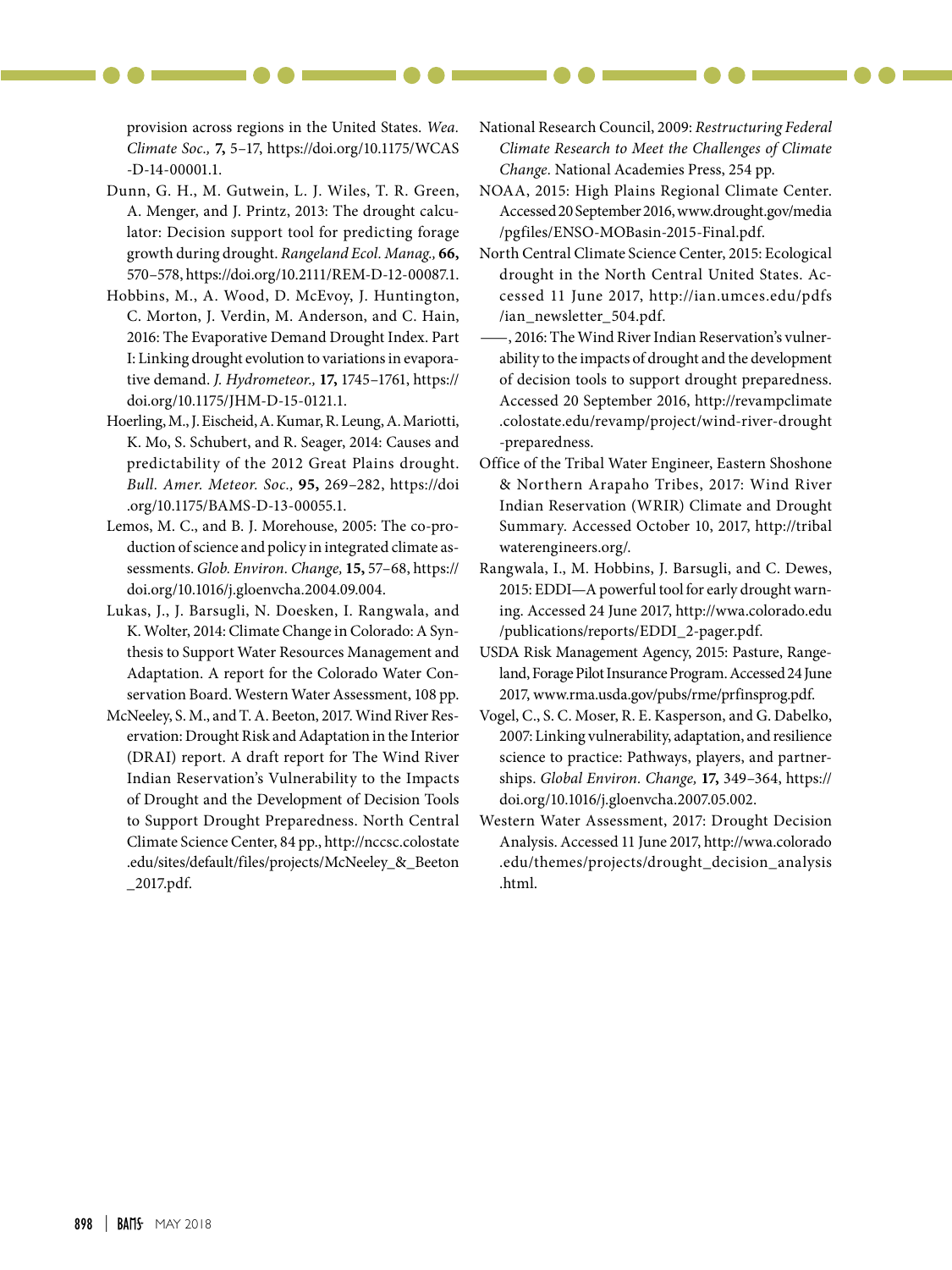provision across regions in the United States. *Wea. Climate Soc.,* **7,** 5–17, https://doi.org/10.1175/WCAS-D-14-00001.1.

Dunn, G. H., M. Gutwein, L. J. Wiles, T. R. Green, A. Menger, and J. Printz, 2013: The drought calculator: Decision support tool for predicting forage growth during drought. *Rangeland Ecol. Manag.,* **66,** 570–578, https://doi.org/10.2111/REM-D-12-00087.1.

Hobbins, M., A. Wood, D. McEvoy, J. Huntington, C. Morton, J. Verdin, M. Anderson, and C. Hain, 2016: The Evaporative Demand Drought Index. Part I: Linking drought evolution to variations in evaporative demand. *J. Hydrometeor.,* **17,** 1745–1761, https://doi.org/10.1175/JHM-D-15-0121.1.

Hoerling, M., J. Eischeid, A. Kumar, R. Leung, A. Mariotti, K. Mo, S. Schubert, and R. Seager, 2014: Causes and predictability of the 2012 Great Plains drought. *Bull. Amer. Meteor. Soc.,* **95,** 269–282, https://doi.org/10.1175/BAMS-D-13-00055.1.

Lemos, M. C., and B. J. Morehouse, 2005: The co-production of science and policy in integrated climate assessments. *Glob. Environ. Change,* **15,** 57–68, https://doi.org/10.1016/j.gloenvcha.2004.09.004.

Lukas, J., J. Barsugli, N. Doesken, I. Rangwala, and K. Wolter, 2014: Climate Change in Colorado: A Synthesis to Support Water Resources Management and Adaptation. A report for the Colorado Water Conservation Board. Western Water Assessment, 108 pp.

McNeeley, S. M., and T. A. Beeton, 2017. Wind River Reservation: Drought Risk and Adaptation in the Interior (DRAI) report. A draft report for The Wind River Indian Reservation's Vulnerability to the Impacts of Drought and the Development of Decision Tools to Support Drought Preparedness. North Central Climate Science Center, 84 pp., http://nccsc.colostate.edu/sites/default/files/projects/McNeeley_&_Beeton_2017.pdf.

National Research Council, 2009: *Restructuring Federal Climate Research to Meet the Challenges of Climate Change.* National Academies Press, 254 pp.

NOAA, 2015: High Plains Regional Climate Center. Accessed 20 September 2016, www.drought.gov/media/pgfiles/ENSO-MOBasin-2015-Final.pdf.

North Central Climate Science Center, 2015: Ecological drought in the North Central United States. Accessed 11 June 2017, http://ian.umces.edu/pdfs/ian_newsletter_504.pdf.

——, 2016: The Wind River Indian Reservation's vulnerability to the impacts of drought and the development of decision tools to support drought preparedness. Accessed 20 September 2016, http://revampclimate.colostate.edu/revamp/project/wind-river-drought-preparedness.

Office of the Tribal Water Engineer, Eastern Shoshone & Northern Arapaho Tribes, 2017: Wind River Indian Reservation (WRIR) Climate and Drought Summary. Accessed October 10, 2017, http://tribalwaterengineers.org/.

Rangwala, I., M. Hobbins, J. Barsugli, and C. Dewes, 2015: EDDI—A powerful tool for early drought warning. Accessed 24 June 2017, http://wwa.colorado.edu/publications/reports/EDDI_2-pager.pdf.

USDA Risk Management Agency, 2015: Pasture, Rangeland, Forage Pilot Insurance Program. Accessed 24 June 2017, www.rma.usda.gov/pubs/rme/prfinsprog.pdf.

Vogel, C., S. C. Moser, R. E. Kasperson, and G. Dabelko, 2007: Linking vulnerability, adaptation, and resilience science to practice: Pathways, players, and partnerships. *Global Environ. Change,* **17,** 349–364, https://doi.org/10.1016/j.gloenvcha.2007.05.002.

Western Water Assessment, 2017: Drought Decision Analysis. Accessed 11 June 2017, http://wwa.colorado.edu/themes/projects/drought_decision_analysis.html.